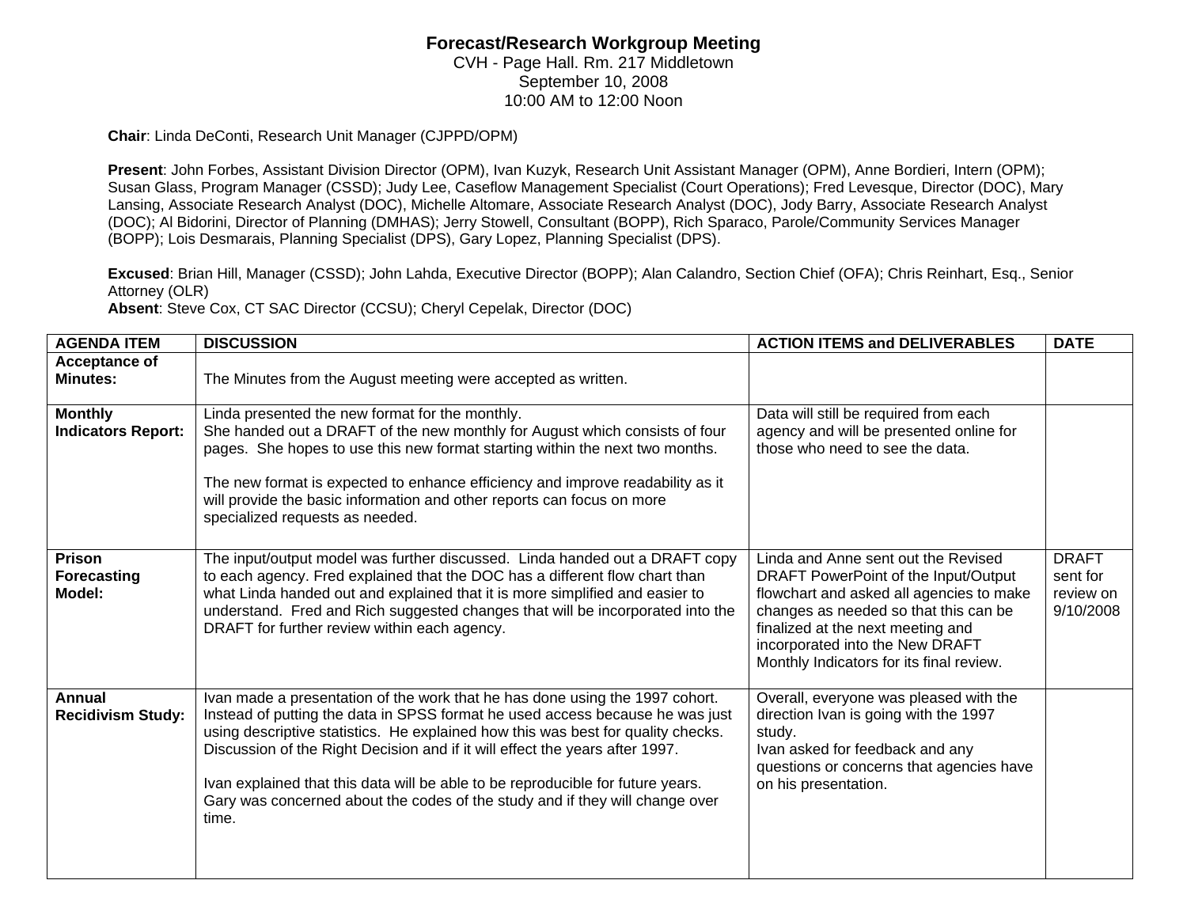# Forecast/Research Workgroup Meeting

CVH - Page Hall. Rm. 217 Middletown
September 10, 2008
10:00 AM to 12:00 Noon

**Chair**: Linda DeConti, Research Unit Manager (CJPPD/OPM)

**Present**: John Forbes, Assistant Division Director (OPM), Ivan Kuzyk, Research Unit Assistant Manager (OPM), Anne Bordieri, Intern (OPM); Susan Glass, Program Manager (CSSD); Judy Lee, Caseflow Management Specialist (Court Operations); Fred Levesque, Director (DOC), Mary Lansing, Associate Research Analyst (DOC), Michelle Altomare, Associate Research Analyst (DOC), Jody Barry, Associate Research Analyst (DOC); Al Bidorini, Director of Planning (DMHAS); Jerry Stowell, Consultant (BOPP), Rich Sparaco, Parole/Community Services Manager (BOPP); Lois Desmarais, Planning Specialist (DPS), Gary Lopez, Planning Specialist (DPS).

**Excused**: Brian Hill, Manager (CSSD); John Lahda, Executive Director (BOPP); Alan Calandro, Section Chief (OFA); Chris Reinhart, Esq., Senior Attorney (OLR)
**Absent**: Steve Cox, CT SAC Director (CCSU); Cheryl Cepelak, Director (DOC)

| AGENDA ITEM | DISCUSSION | ACTION ITEMS and DELIVERABLES | DATE |
|---|---|---|---|
| **Acceptance of Minutes:** | The Minutes from the August meeting were accepted as written. | | |
| **Monthly Indicators Report:** | Linda presented the new format for the monthly. She handed out a DRAFT of the new monthly for August which consists of four pages. She hopes to use this new format starting within the next two months.<br><br>The new format is expected to enhance efficiency and improve readability as it will provide the basic information and other reports can focus on more specialized requests as needed. | Data will still be required from each agency and will be presented online for those who need to see the data. | |
| **Prison Forecasting Model:** | The input/output model was further discussed. Linda handed out a DRAFT copy to each agency. Fred explained that the DOC has a different flow chart than what Linda handed out and explained that it is more simplified and easier to understand. Fred and Rich suggested changes that will be incorporated into the DRAFT for further review within each agency. | Linda and Anne sent out the Revised DRAFT PowerPoint of the Input/Output flowchart and asked all agencies to make changes as needed so that this can be finalized at the next meeting and incorporated into the New DRAFT Monthly Indicators for its final review. | DRAFT sent for review on 9/10/2008 |
| **Annual Recidivism Study:** | Ivan made a presentation of the work that he has done using the 1997 cohort. Instead of putting the data in SPSS format he used access because he was just using descriptive statistics. He explained how this was best for quality checks. Discussion of the Right Decision and if it will effect the years after 1997.<br><br>Ivan explained that this data will be able to be reproducible for future years. Gary was concerned about the codes of the study and if they will change over time. | Overall, everyone was pleased with the direction Ivan is going with the 1997 study.<br>Ivan asked for feedback and any questions or concerns that agencies have on his presentation. | |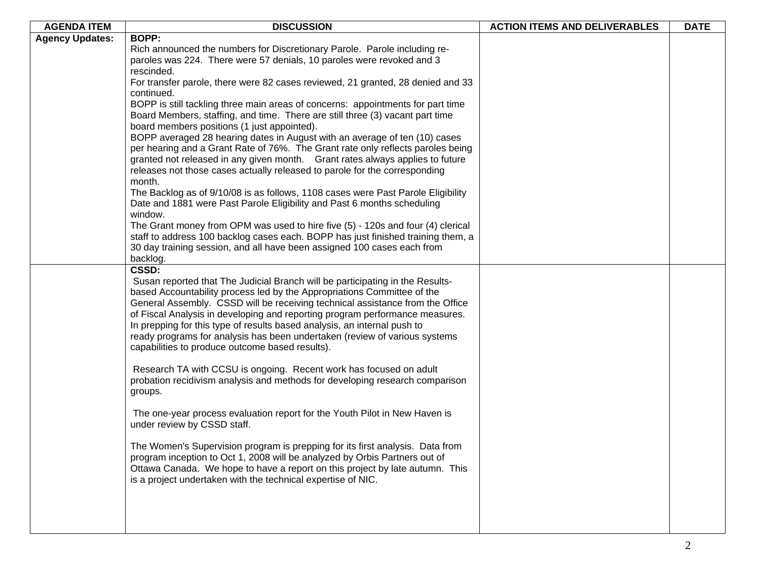| AGENDA ITEM | DISCUSSION | ACTION ITEMS AND DELIVERABLES | DATE |
|---|---|---|---|
| **Agency Updates:** | **BOPP:**<br>Rich announced the numbers for Discretionary Parole. Parole including re-paroles was 224. There were 57 denials, 10 paroles were revoked and 3 rescinded.<br>For transfer parole, there were 82 cases reviewed, 21 granted, 28 denied and 33 continued.<br>BOPP is still tackling three main areas of concerns: appointments for part time Board Members, staffing, and time. There are still three (3) vacant part time board members positions (1 just appointed).<br>BOPP averaged 28 hearing dates in August with an average of ten (10) cases per hearing and a Grant Rate of 76%. The Grant rate only reflects paroles being granted not released in any given month. Grant rates always applies to future releases not those cases actually released to parole for the corresponding month.<br>The Backlog as of 9/10/08 is as follows, 1108 cases were Past Parole Eligibility Date and 1881 were Past Parole Eligibility and Past 6 months scheduling window.<br>The Grant money from OPM was used to hire five (5) - 120s and four (4) clerical staff to address 100 backlog cases each. BOPP has just finished training them, a 30 day training session, and all have been assigned 100 cases each from backlog. | | |
| | **CSSD:**<br>Susan reported that The Judicial Branch will be participating in the Results-based Accountability process led by the Appropriations Committee of the General Assembly. CSSD will be receiving technical assistance from the Office of Fiscal Analysis in developing and reporting program performance measures. In prepping for this type of results based analysis, an internal push to ready programs for analysis has been undertaken (review of various systems capabilities to produce outcome based results).<br><br>Research TA with CCSU is ongoing. Recent work has focused on adult probation recidivism analysis and methods for developing research comparison groups.<br><br>The one-year process evaluation report for the Youth Pilot in New Haven is under review by CSSD staff.<br><br>The Women's Supervision program is prepping for its first analysis. Data from program inception to Oct 1, 2008 will be analyzed by Orbis Partners out of Ottawa Canada. We hope to have a report on this project by late autumn. This is a project undertaken with the technical expertise of NIC. | | |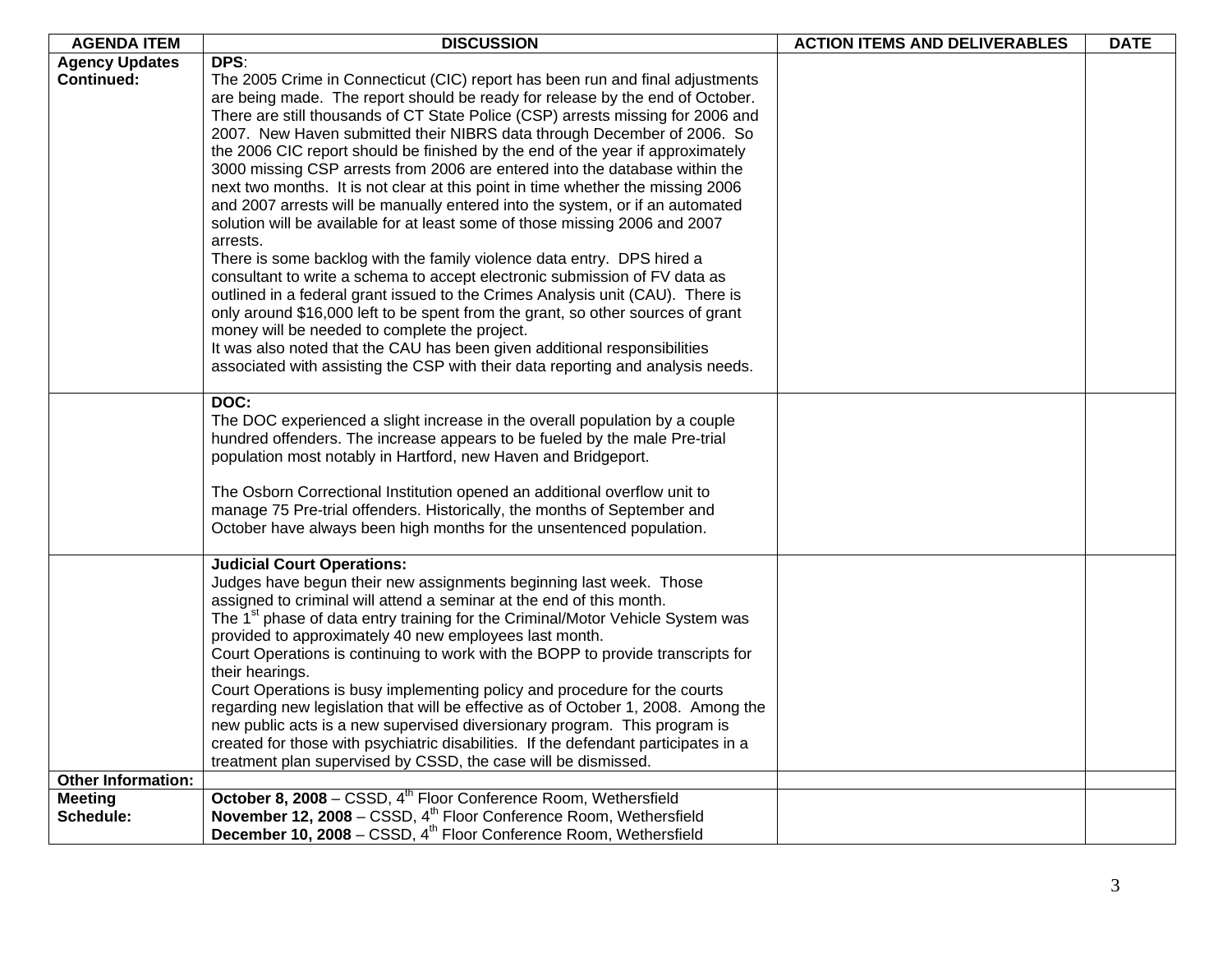| AGENDA ITEM | DISCUSSION | ACTION ITEMS AND DELIVERABLES | DATE |
|---|---|---|---|
| **Agency Updates Continued:** | **DPS**:<br>The 2005 Crime in Connecticut (CIC) report has been run and final adjustments are being made. The report should be ready for release by the end of October. There are still thousands of CT State Police (CSP) arrests missing for 2006 and 2007. New Haven submitted their NIBRS data through December of 2006. So the 2006 CIC report should be finished by the end of the year if approximately 3000 missing CSP arrests from 2006 are entered into the database within the next two months. It is not clear at this point in time whether the missing 2006 and 2007 arrests will be manually entered into the system, or if an automated solution will be available for at least some of those missing 2006 and 2007 arrests.<br>There is some backlog with the family violence data entry. DPS hired a consultant to write a schema to accept electronic submission of FV data as outlined in a federal grant issued to the Crimes Analysis unit (CAU). There is only around $16,000 left to be spent from the grant, so other sources of grant money will be needed to complete the project.<br>It was also noted that the CAU has been given additional responsibilities associated with assisting the CSP with their data reporting and analysis needs. | | |
| | **DOC:**<br>The DOC experienced a slight increase in the overall population by a couple hundred offenders. The increase appears to be fueled by the male Pre-trial population most notably in Hartford, new Haven and Bridgeport.<br><br>The Osborn Correctional Institution opened an additional overflow unit to manage 75 Pre-trial offenders. Historically, the months of September and October have always been high months for the unsentenced population. | | |
| | **Judicial Court Operations:**<br>Judges have begun their new assignments beginning last week. Those assigned to criminal will attend a seminar at the end of this month.<br>The 1st phase of data entry training for the Criminal/Motor Vehicle System was provided to approximately 40 new employees last month.<br>Court Operations is continuing to work with the BOPP to provide transcripts for their hearings.<br>Court Operations is busy implementing policy and procedure for the courts regarding new legislation that will be effective as of October 1, 2008. Among the new public acts is a new supervised diversionary program. This program is created for those with psychiatric disabilities. If the defendant participates in a treatment plan supervised by CSSD, the case will be dismissed. | | |
| **Other Information:** | | | |
| **Meeting Schedule:** | **October 8, 2008** – CSSD, 4th Floor Conference Room, Wethersfield<br>**November 12, 2008** – CSSD, 4th Floor Conference Room, Wethersfield<br>**December 10, 2008** – CSSD, 4th Floor Conference Room, Wethersfield | | |